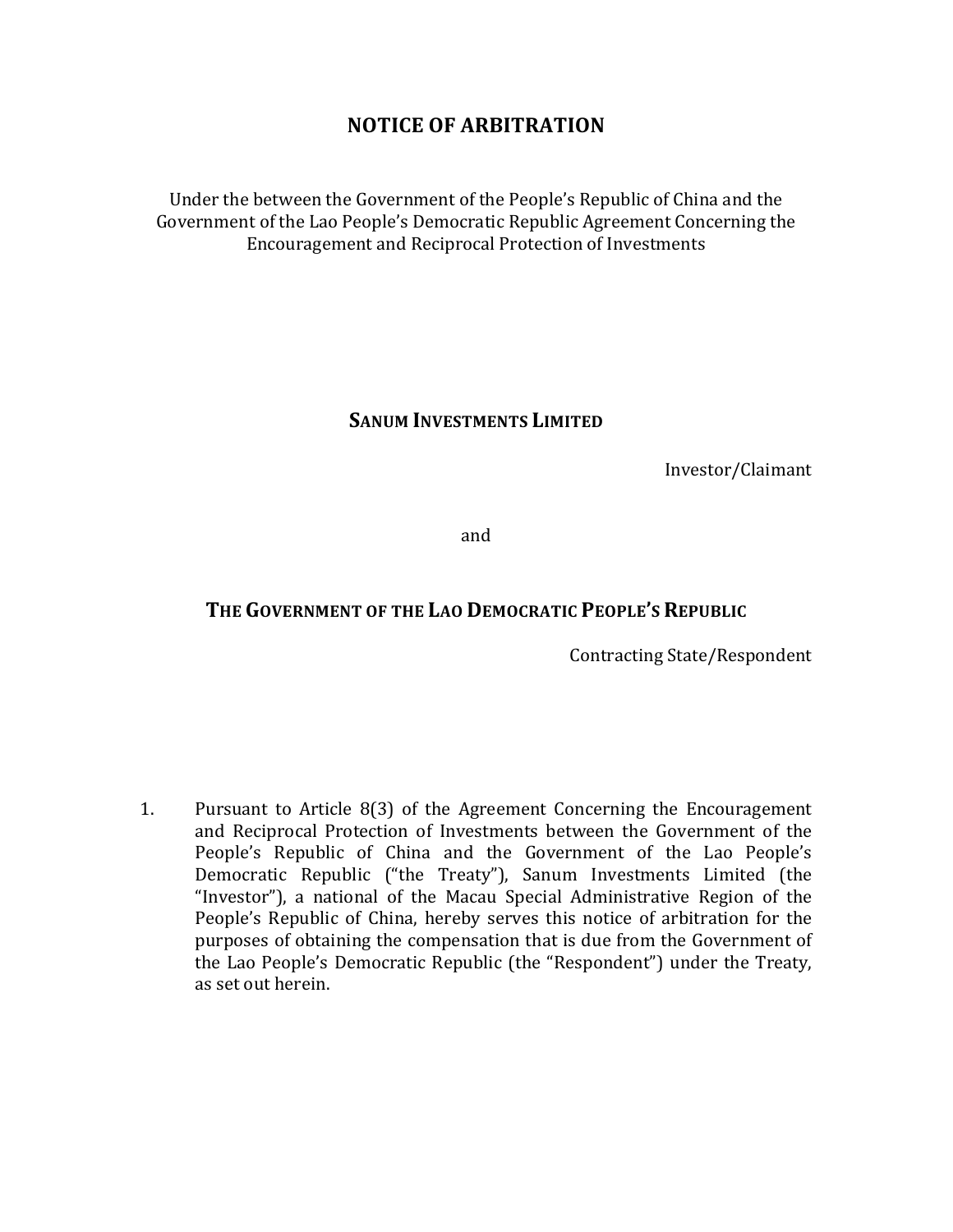# NOTICE OF ARBITRATION

Under the between the Government of the People's Republic of China and the Government of the Lao People's Democratic Republic Agreement Concerning the Encouragement and Reciprocal Protection of Investments

**SANUM INVESTMENTS LIMITED**

Investor/Claimant

and

**THE GOVERNMENT OF THE LAO DEMOCRATIC PEOPLE'S REPUBLIC**

Contracting State/Respondent

1. Pursuant to Article 8(3) of the Agreement Concerning the Encouragement and Reciprocal Protection of Investments between the Government of the People's Republic of China and the Government of the Lao People's Democratic Republic ("the Treaty"), Sanum Investments Limited (the "Investor"), a national of the Macau Special Administrative Region of the People's Republic of China, hereby serves this notice of arbitration for the purposes of obtaining the compensation that is due from the Government of the Lao People's Democratic Republic (the "Respondent") under the Treaty, as set out herein.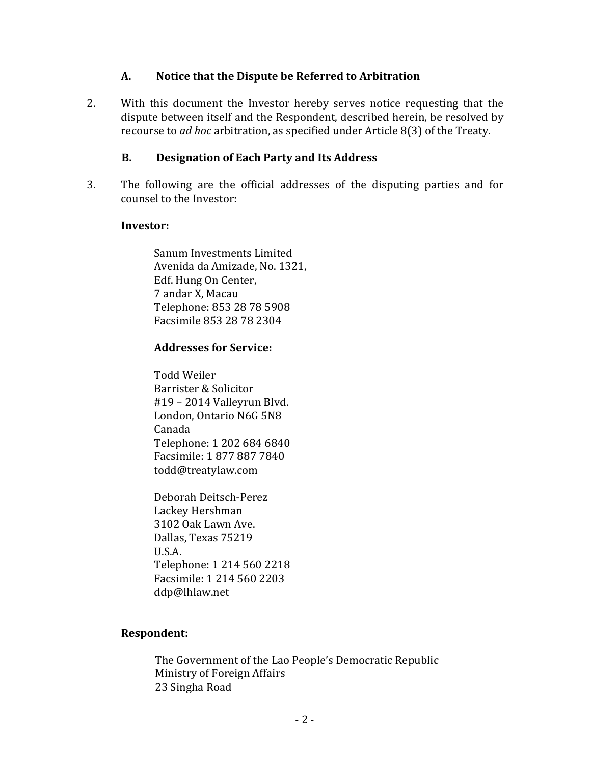### A. Notice that the Dispute be Referred to Arbitration

2. With this document the Investor hereby serves notice requesting that the dispute between itself and the Respondent, described herein, be resolved by recourse to *ad hoc* arbitration, as specified under Article 8(3) of the Treaty.

### B. Designation of Each Party and Its Address

3. The following are the official addresses of the disputing parties and for counsel to the Investor:

**Investor:**

Sanum Investments Limited
Avenida da Amizade, No. 1321,
Edf. Hung On Center,
7 andar X, Macau
Telephone: 853 28 78 5908
Facsimile 853 28 78 2304

**Addresses for Service:**

Todd Weiler
Barrister & Solicitor
#19 – 2014 Valleyrun Blvd.
London, Ontario N6G 5N8
Canada
Telephone: 1 202 684 6840
Facsimile: 1 877 887 7840
todd@treatylaw.com

Deborah Deitsch-Perez
Lackey Hershman
3102 Oak Lawn Ave.
Dallas, Texas 75219
U.S.A.
Telephone: 1 214 560 2218
Facsimile: 1 214 560 2203
ddp@lhlaw.net

**Respondent:**

The Government of the Lao People's Democratic Republic
Ministry of Foreign Affairs
23 Singha Road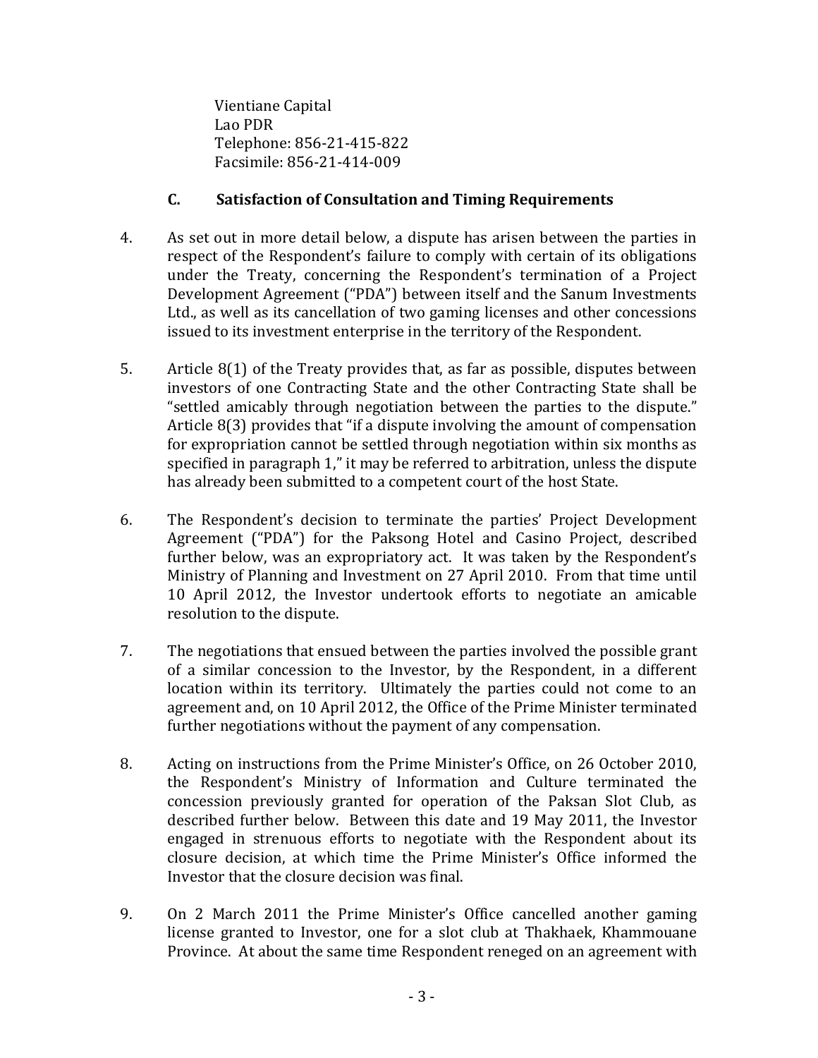Vientiane Capital
Lao PDR
Telephone: 856-21-415-822
Facsimile: 856-21-414-009

### C. Satisfaction of Consultation and Timing Requirements

4. As set out in more detail below, a dispute has arisen between the parties in respect of the Respondent's failure to comply with certain of its obligations under the Treaty, concerning the Respondent's termination of a Project Development Agreement ("PDA") between itself and the Sanum Investments Ltd., as well as its cancellation of two gaming licenses and other concessions issued to its investment enterprise in the territory of the Respondent.

5. Article 8(1) of the Treaty provides that, as far as possible, disputes between investors of one Contracting State and the other Contracting State shall be "settled amicably through negotiation between the parties to the dispute." Article 8(3) provides that "if a dispute involving the amount of compensation for expropriation cannot be settled through negotiation within six months as specified in paragraph 1," it may be referred to arbitration, unless the dispute has already been submitted to a competent court of the host State.

6. The Respondent's decision to terminate the parties' Project Development Agreement ("PDA") for the Paksong Hotel and Casino Project, described further below, was an expropriatory act. It was taken by the Respondent's Ministry of Planning and Investment on 27 April 2010. From that time until 10 April 2012, the Investor undertook efforts to negotiate an amicable resolution to the dispute.

7. The negotiations that ensued between the parties involved the possible grant of a similar concession to the Investor, by the Respondent, in a different location within its territory. Ultimately the parties could not come to an agreement and, on 10 April 2012, the Office of the Prime Minister terminated further negotiations without the payment of any compensation.

8. Acting on instructions from the Prime Minister's Office, on 26 October 2010, the Respondent's Ministry of Information and Culture terminated the concession previously granted for operation of the Paksan Slot Club, as described further below. Between this date and 19 May 2011, the Investor engaged in strenuous efforts to negotiate with the Respondent about its closure decision, at which time the Prime Minister's Office informed the Investor that the closure decision was final.

9. On 2 March 2011 the Prime Minister's Office cancelled another gaming license granted to Investor, one for a slot club at Thakhaek, Khammouane Province. At about the same time Respondent reneged on an agreement with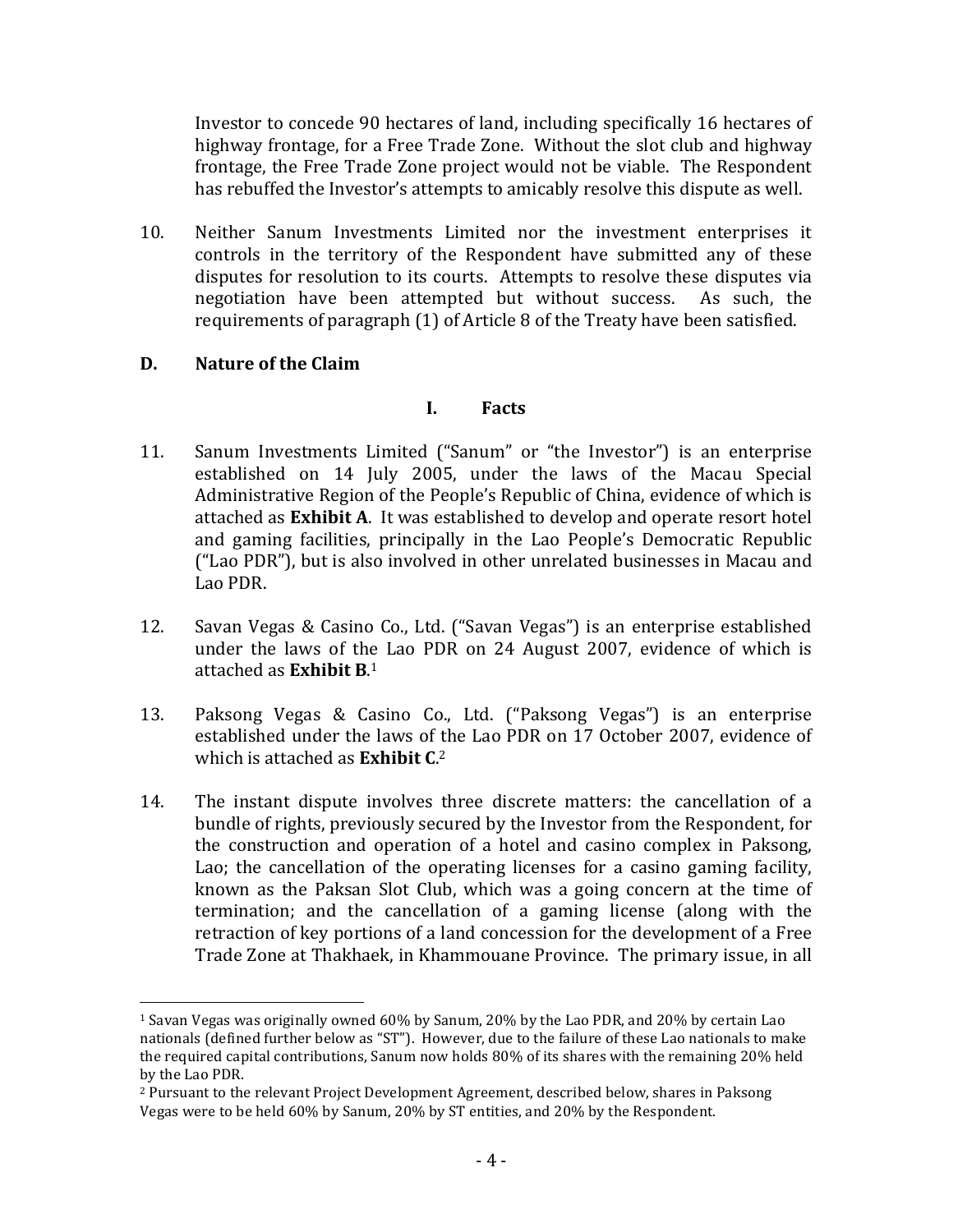Investor to concede 90 hectares of land, including specifically 16 hectares of highway frontage, for a Free Trade Zone. Without the slot club and highway frontage, the Free Trade Zone project would not be viable. The Respondent has rebuffed the Investor's attempts to amicably resolve this dispute as well.

10. Neither Sanum Investments Limited nor the investment enterprises it controls in the territory of the Respondent have submitted any of these disputes for resolution to its courts. Attempts to resolve these disputes via negotiation have been attempted but without success. As such, the requirements of paragraph (1) of Article 8 of the Treaty have been satisfied.

## D. Nature of the Claim

### I. Facts

11. Sanum Investments Limited ("Sanum" or "the Investor") is an enterprise established on 14 July 2005, under the laws of the Macau Special Administrative Region of the People's Republic of China, evidence of which is attached as **Exhibit A**. It was established to develop and operate resort hotel and gaming facilities, principally in the Lao People's Democratic Republic ("Lao PDR"), but is also involved in other unrelated businesses in Macau and Lao PDR.

12. Savan Vegas & Casino Co., Ltd. ("Savan Vegas") is an enterprise established under the laws of the Lao PDR on 24 August 2007, evidence of which is attached as **Exhibit B**.[1]

13. Paksong Vegas & Casino Co., Ltd. ("Paksong Vegas") is an enterprise established under the laws of the Lao PDR on 17 October 2007, evidence of which is attached as **Exhibit C**.[2]

14. The instant dispute involves three discrete matters: the cancellation of a bundle of rights, previously secured by the Investor from the Respondent, for the construction and operation of a hotel and casino complex in Paksong, Lao; the cancellation of the operating licenses for a casino gaming facility, known as the Paksan Slot Club, which was a going concern at the time of termination; and the cancellation of a gaming license (along with the retraction of key portions of a land concession for the development of a Free Trade Zone at Thakhaek, in Khammouane Province. The primary issue, in all

---

[1] Savan Vegas was originally owned 60% by Sanum, 20% by the Lao PDR, and 20% by certain Lao nationals (defined further below as "ST"). However, due to the failure of these Lao nationals to make the required capital contributions, Sanum now holds 80% of its shares with the remaining 20% held by the Lao PDR.

[2] Pursuant to the relevant Project Development Agreement, described below, shares in Paksong Vegas were to be held 60% by Sanum, 20% by ST entities, and 20% by the Respondent.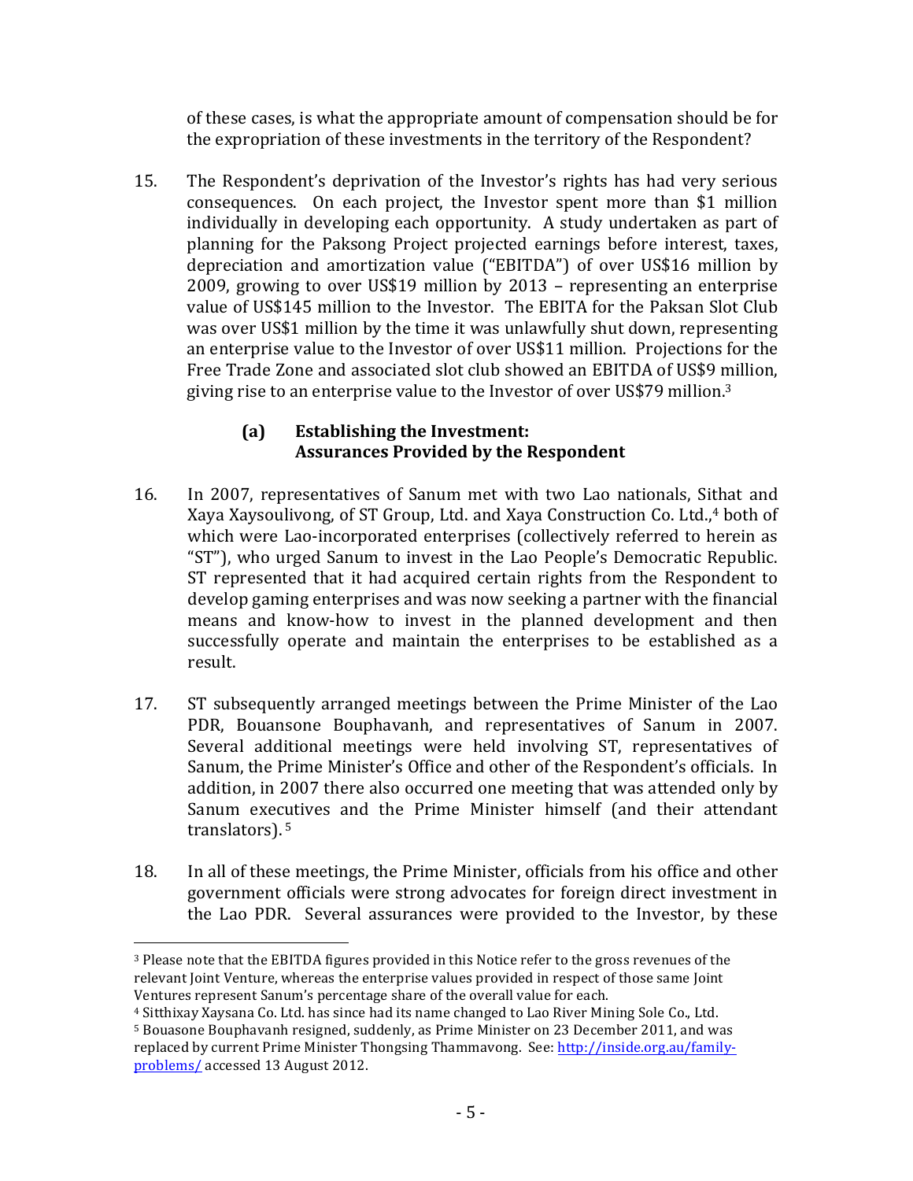of these cases, is what the appropriate amount of compensation should be for the expropriation of these investments in the territory of the Respondent?

15. The Respondent's deprivation of the Investor's rights has had very serious consequences. On each project, the Investor spent more than $1 million individually in developing each opportunity. A study undertaken as part of planning for the Paksong Project projected earnings before interest, taxes, depreciation and amortization value ("EBITDA") of over US$16 million by 2009, growing to over US$19 million by 2013 – representing an enterprise value of US$145 million to the Investor. The EBITA for the Paksan Slot Club was over US$1 million by the time it was unlawfully shut down, representing an enterprise value to the Investor of over US$11 million. Projections for the Free Trade Zone and associated slot club showed an EBITDA of US$9 million, giving rise to an enterprise value to the Investor of over US$79 million.[3]

### (a) Establishing the Investment: Assurances Provided by the Respondent

16. In 2007, representatives of Sanum met with two Lao nationals, Sithat and Xaya Xaysoulivong, of ST Group, Ltd. and Xaya Construction Co. Ltd.,[4] both of which were Lao-incorporated enterprises (collectively referred to herein as "ST"), who urged Sanum to invest in the Lao People's Democratic Republic. ST represented that it had acquired certain rights from the Respondent to develop gaming enterprises and was now seeking a partner with the financial means and know-how to invest in the planned development and then successfully operate and maintain the enterprises to be established as a result.

17. ST subsequently arranged meetings between the Prime Minister of the Lao PDR, Bouansone Bouphavanh, and representatives of Sanum in 2007. Several additional meetings were held involving ST, representatives of Sanum, the Prime Minister's Office and other of the Respondent's officials. In addition, in 2007 there also occurred one meeting that was attended only by Sanum executives and the Prime Minister himself (and their attendant translators).[5]

18. In all of these meetings, the Prime Minister, officials from his office and other government officials were strong advocates for foreign direct investment in the Lao PDR. Several assurances were provided to the Investor, by these

---

[3] Please note that the EBITDA figures provided in this Notice refer to the gross revenues of the relevant Joint Venture, whereas the enterprise values provided in respect of those same Joint Ventures represent Sanum's percentage share of the overall value for each.

[4] Sitthixay Xaysana Co. Ltd. has since had its name changed to Lao River Mining Sole Co., Ltd.

[5] Bouasone Bouphavanh resigned, suddenly, as Prime Minister on 23 December 2011, and was replaced by current Prime Minister Thongsing Thammavong. See: http://inside.org.au/family-problems/ accessed 13 August 2012.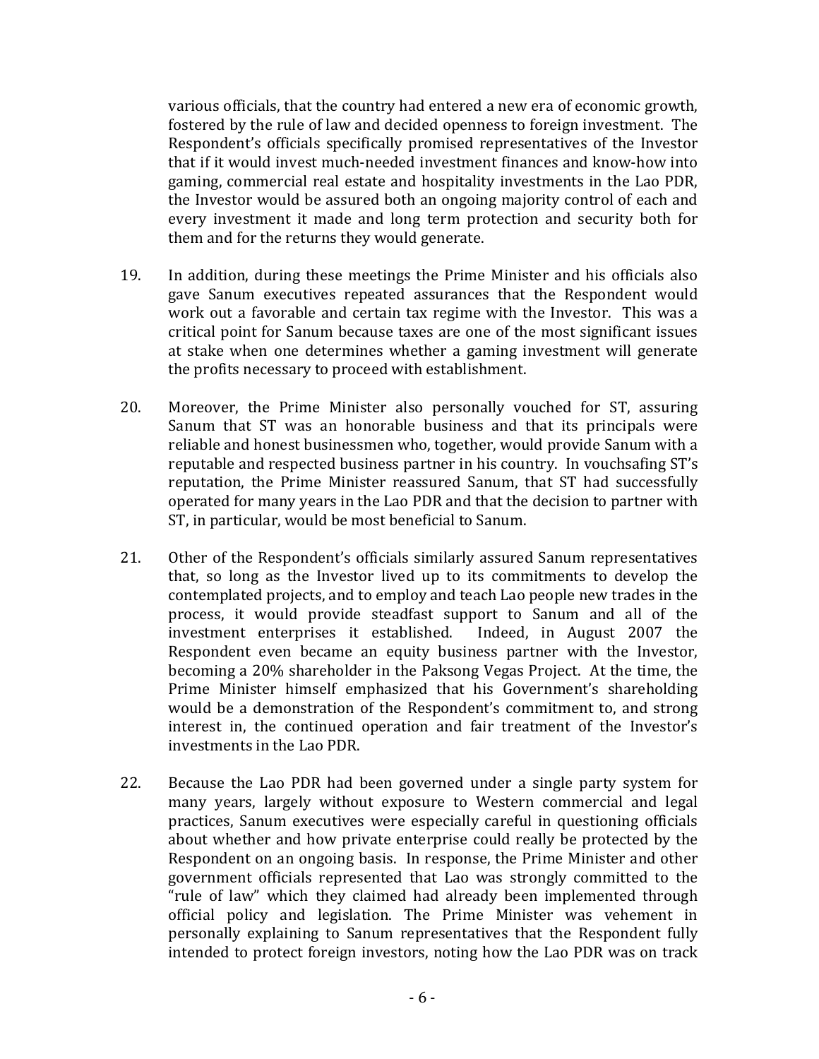various officials, that the country had entered a new era of economic growth, fostered by the rule of law and decided openness to foreign investment. The Respondent's officials specifically promised representatives of the Investor that if it would invest much-needed investment finances and know-how into gaming, commercial real estate and hospitality investments in the Lao PDR, the Investor would be assured both an ongoing majority control of each and every investment it made and long term protection and security both for them and for the returns they would generate.

19. In addition, during these meetings the Prime Minister and his officials also gave Sanum executives repeated assurances that the Respondent would work out a favorable and certain tax regime with the Investor. This was a critical point for Sanum because taxes are one of the most significant issues at stake when one determines whether a gaming investment will generate the profits necessary to proceed with establishment.

20. Moreover, the Prime Minister also personally vouched for ST, assuring Sanum that ST was an honorable business and that its principals were reliable and honest businessmen who, together, would provide Sanum with a reputable and respected business partner in his country. In vouchsafing ST's reputation, the Prime Minister reassured Sanum, that ST had successfully operated for many years in the Lao PDR and that the decision to partner with ST, in particular, would be most beneficial to Sanum.

21. Other of the Respondent's officials similarly assured Sanum representatives that, so long as the Investor lived up to its commitments to develop the contemplated projects, and to employ and teach Lao people new trades in the process, it would provide steadfast support to Sanum and all of the investment enterprises it established. Indeed, in August 2007 the Respondent even became an equity business partner with the Investor, becoming a 20% shareholder in the Paksong Vegas Project. At the time, the Prime Minister himself emphasized that his Government's shareholding would be a demonstration of the Respondent's commitment to, and strong interest in, the continued operation and fair treatment of the Investor's investments in the Lao PDR.

22. Because the Lao PDR had been governed under a single party system for many years, largely without exposure to Western commercial and legal practices, Sanum executives were especially careful in questioning officials about whether and how private enterprise could really be protected by the Respondent on an ongoing basis. In response, the Prime Minister and other government officials represented that Lao was strongly committed to the "rule of law" which they claimed had already been implemented through official policy and legislation. The Prime Minister was vehement in personally explaining to Sanum representatives that the Respondent fully intended to protect foreign investors, noting how the Lao PDR was on track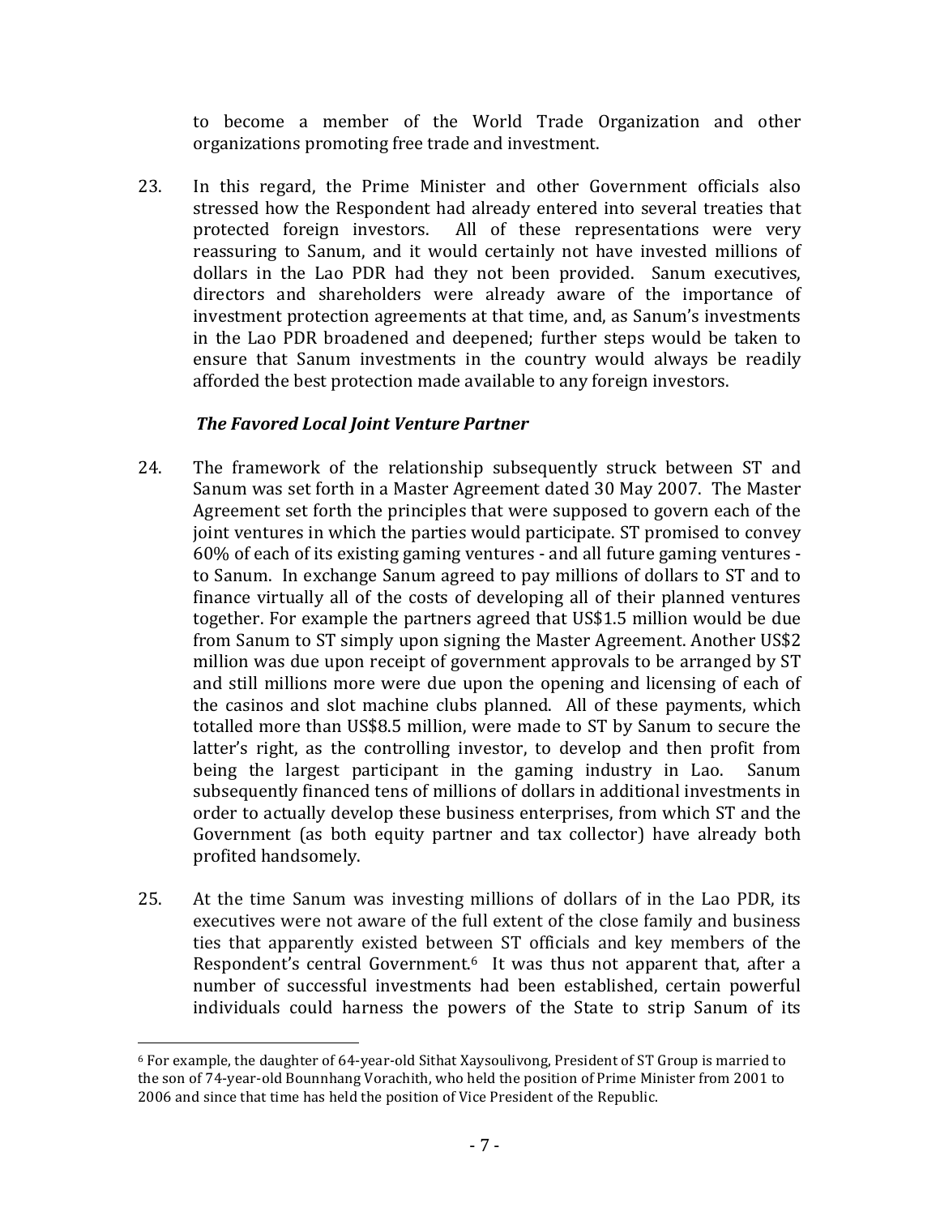to become a member of the World Trade Organization and other organizations promoting free trade and investment.

23. In this regard, the Prime Minister and other Government officials also stressed how the Respondent had already entered into several treaties that protected foreign investors. All of these representations were very reassuring to Sanum, and it would certainly not have invested millions of dollars in the Lao PDR had they not been provided. Sanum executives, directors and shareholders were already aware of the importance of investment protection agreements at that time, and, as Sanum's investments in the Lao PDR broadened and deepened; further steps would be taken to ensure that Sanum investments in the country would always be readily afforded the best protection made available to any foreign investors.

### *The Favored Local Joint Venture Partner*

24. The framework of the relationship subsequently struck between ST and Sanum was set forth in a Master Agreement dated 30 May 2007. The Master Agreement set forth the principles that were supposed to govern each of the joint ventures in which the parties would participate. ST promised to convey 60% of each of its existing gaming ventures - and all future gaming ventures - to Sanum. In exchange Sanum agreed to pay millions of dollars to ST and to finance virtually all of the costs of developing all of their planned ventures together. For example the partners agreed that US$1.5 million would be due from Sanum to ST simply upon signing the Master Agreement. Another US$2 million was due upon receipt of government approvals to be arranged by ST and still millions more were due upon the opening and licensing of each of the casinos and slot machine clubs planned. All of these payments, which totalled more than US$8.5 million, were made to ST by Sanum to secure the latter's right, as the controlling investor, to develop and then profit from being the largest participant in the gaming industry in Lao. Sanum subsequently financed tens of millions of dollars in additional investments in order to actually develop these business enterprises, from which ST and the Government (as both equity partner and tax collector) have already both profited handsomely.

25. At the time Sanum was investing millions of dollars of in the Lao PDR, its executives were not aware of the full extent of the close family and business ties that apparently existed between ST officials and key members of the Respondent's central Government.[6] It was thus not apparent that, after a number of successful investments had been established, certain powerful individuals could harness the powers of the State to strip Sanum of its

[6] For example, the daughter of 64-year-old Sithat Xaysoulivong, President of ST Group is married to the son of 74-year-old Bounnhang Vorachith, who held the position of Prime Minister from 2001 to 2006 and since that time has held the position of Vice President of the Republic.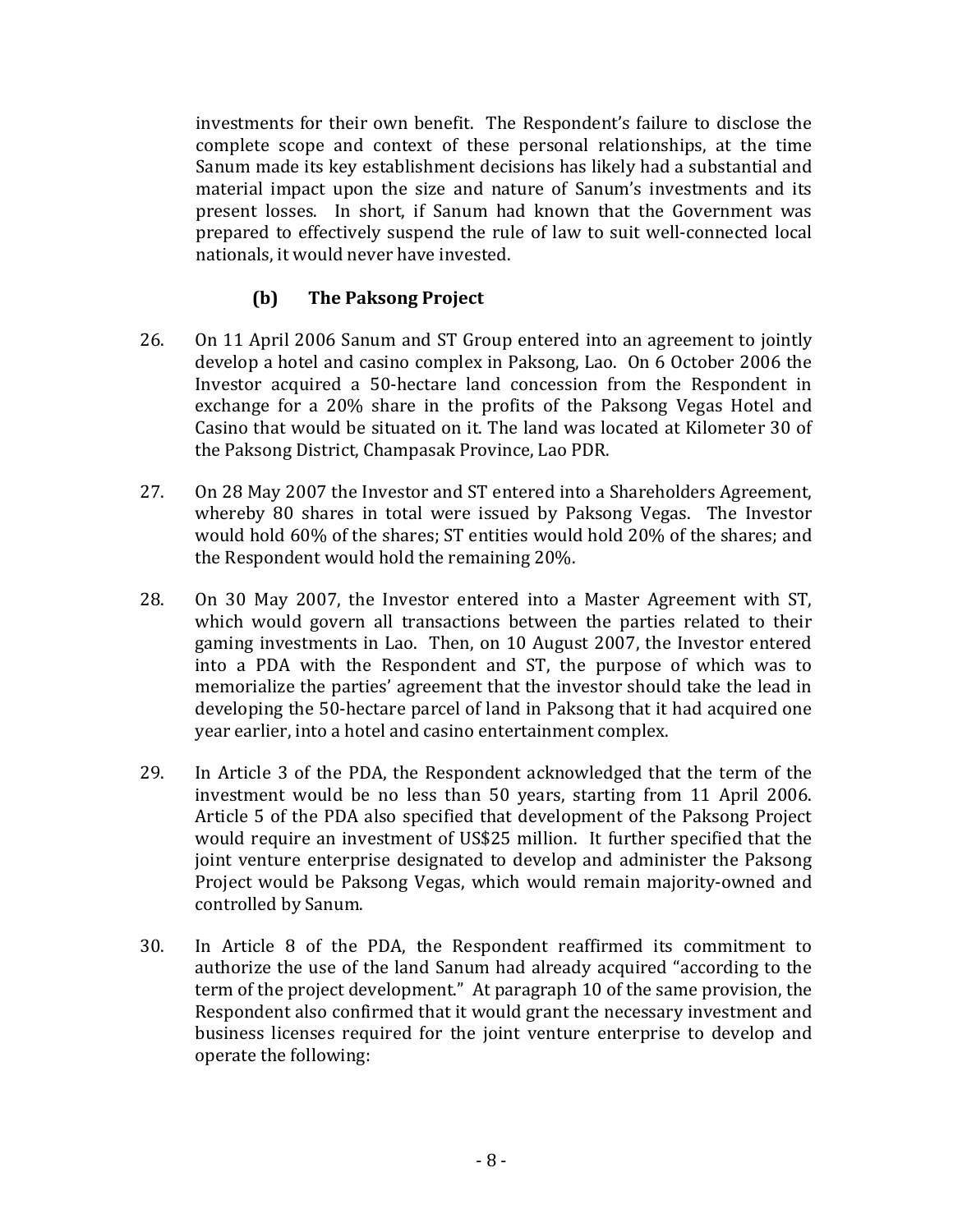investments for their own benefit. The Respondent's failure to disclose the complete scope and context of these personal relationships, at the time Sanum made its key establishment decisions has likely had a substantial and material impact upon the size and nature of Sanum's investments and its present losses. In short, if Sanum had known that the Government was prepared to effectively suspend the rule of law to suit well-connected local nationals, it would never have invested.

### (b) The Paksong Project

26. On 11 April 2006 Sanum and ST Group entered into an agreement to jointly develop a hotel and casino complex in Paksong, Lao. On 6 October 2006 the Investor acquired a 50-hectare land concession from the Respondent in exchange for a 20% share in the profits of the Paksong Vegas Hotel and Casino that would be situated on it. The land was located at Kilometer 30 of the Paksong District, Champasak Province, Lao PDR.

27. On 28 May 2007 the Investor and ST entered into a Shareholders Agreement, whereby 80 shares in total were issued by Paksong Vegas. The Investor would hold 60% of the shares; ST entities would hold 20% of the shares; and the Respondent would hold the remaining 20%.

28. On 30 May 2007, the Investor entered into a Master Agreement with ST, which would govern all transactions between the parties related to their gaming investments in Lao. Then, on 10 August 2007, the Investor entered into a PDA with the Respondent and ST, the purpose of which was to memorialize the parties' agreement that the investor should take the lead in developing the 50-hectare parcel of land in Paksong that it had acquired one year earlier, into a hotel and casino entertainment complex.

29. In Article 3 of the PDA, the Respondent acknowledged that the term of the investment would be no less than 50 years, starting from 11 April 2006. Article 5 of the PDA also specified that development of the Paksong Project would require an investment of US$25 million. It further specified that the joint venture enterprise designated to develop and administer the Paksong Project would be Paksong Vegas, which would remain majority-owned and controlled by Sanum.

30. In Article 8 of the PDA, the Respondent reaffirmed its commitment to authorize the use of the land Sanum had already acquired "according to the term of the project development." At paragraph 10 of the same provision, the Respondent also confirmed that it would grant the necessary investment and business licenses required for the joint venture enterprise to develop and operate the following: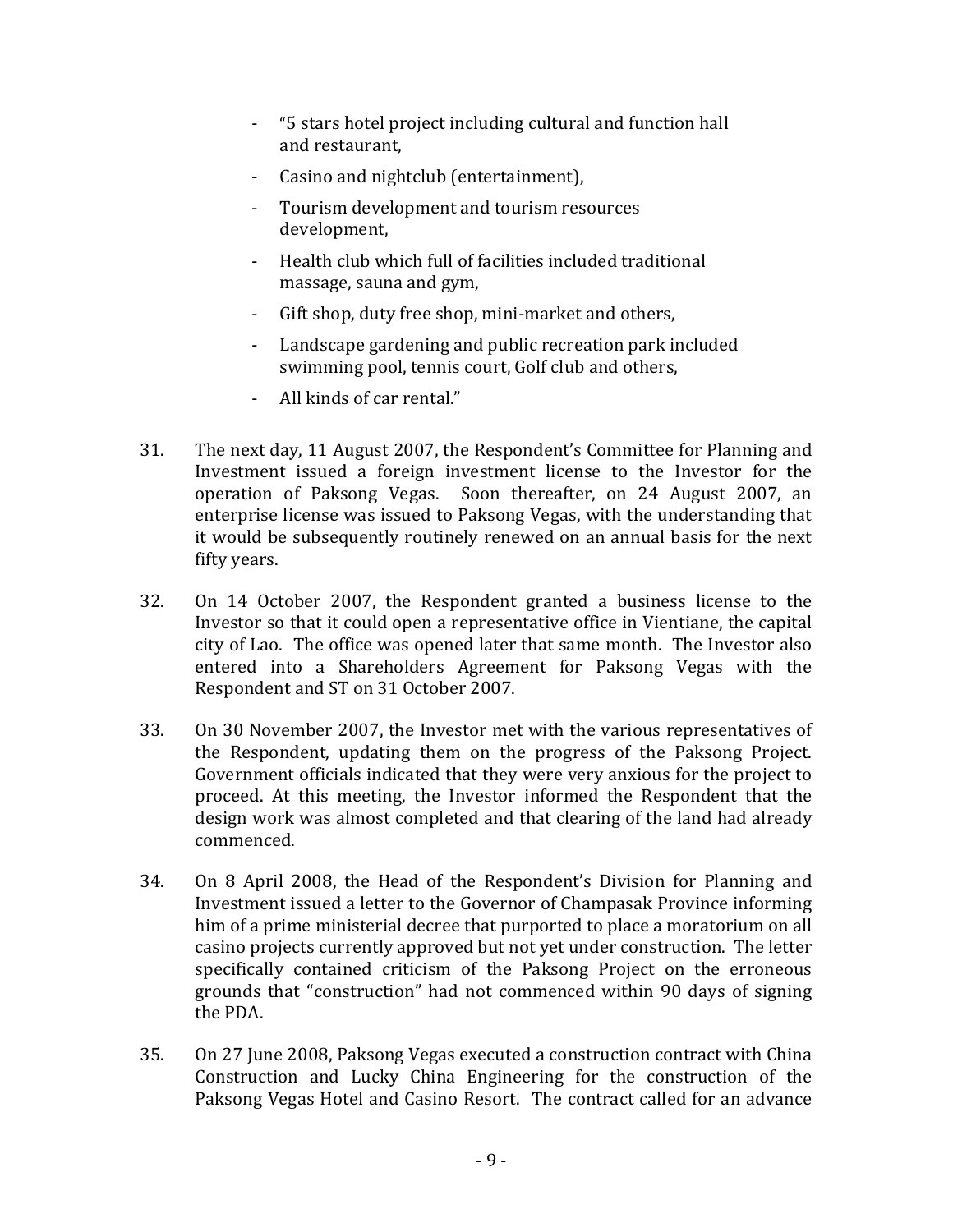- "5 stars hotel project including cultural and function hall and restaurant,
- Casino and nightclub (entertainment),
- Tourism development and tourism resources development,
- Health club which full of facilities included traditional massage, sauna and gym,
- Gift shop, duty free shop, mini-market and others,
- Landscape gardening and public recreation park included swimming pool, tennis court, Golf club and others,
- All kinds of car rental."

31. The next day, 11 August 2007, the Respondent's Committee for Planning and Investment issued a foreign investment license to the Investor for the operation of Paksong Vegas. Soon thereafter, on 24 August 2007, an enterprise license was issued to Paksong Vegas, with the understanding that it would be subsequently routinely renewed on an annual basis for the next fifty years.

32. On 14 October 2007, the Respondent granted a business license to the Investor so that it could open a representative office in Vientiane, the capital city of Lao. The office was opened later that same month. The Investor also entered into a Shareholders Agreement for Paksong Vegas with the Respondent and ST on 31 October 2007.

33. On 30 November 2007, the Investor met with the various representatives of the Respondent, updating them on the progress of the Paksong Project. Government officials indicated that they were very anxious for the project to proceed. At this meeting, the Investor informed the Respondent that the design work was almost completed and that clearing of the land had already commenced.

34. On 8 April 2008, the Head of the Respondent's Division for Planning and Investment issued a letter to the Governor of Champasak Province informing him of a prime ministerial decree that purported to place a moratorium on all casino projects currently approved but not yet under construction. The letter specifically contained criticism of the Paksong Project on the erroneous grounds that "construction" had not commenced within 90 days of signing the PDA.

35. On 27 June 2008, Paksong Vegas executed a construction contract with China Construction and Lucky China Engineering for the construction of the Paksong Vegas Hotel and Casino Resort. The contract called for an advance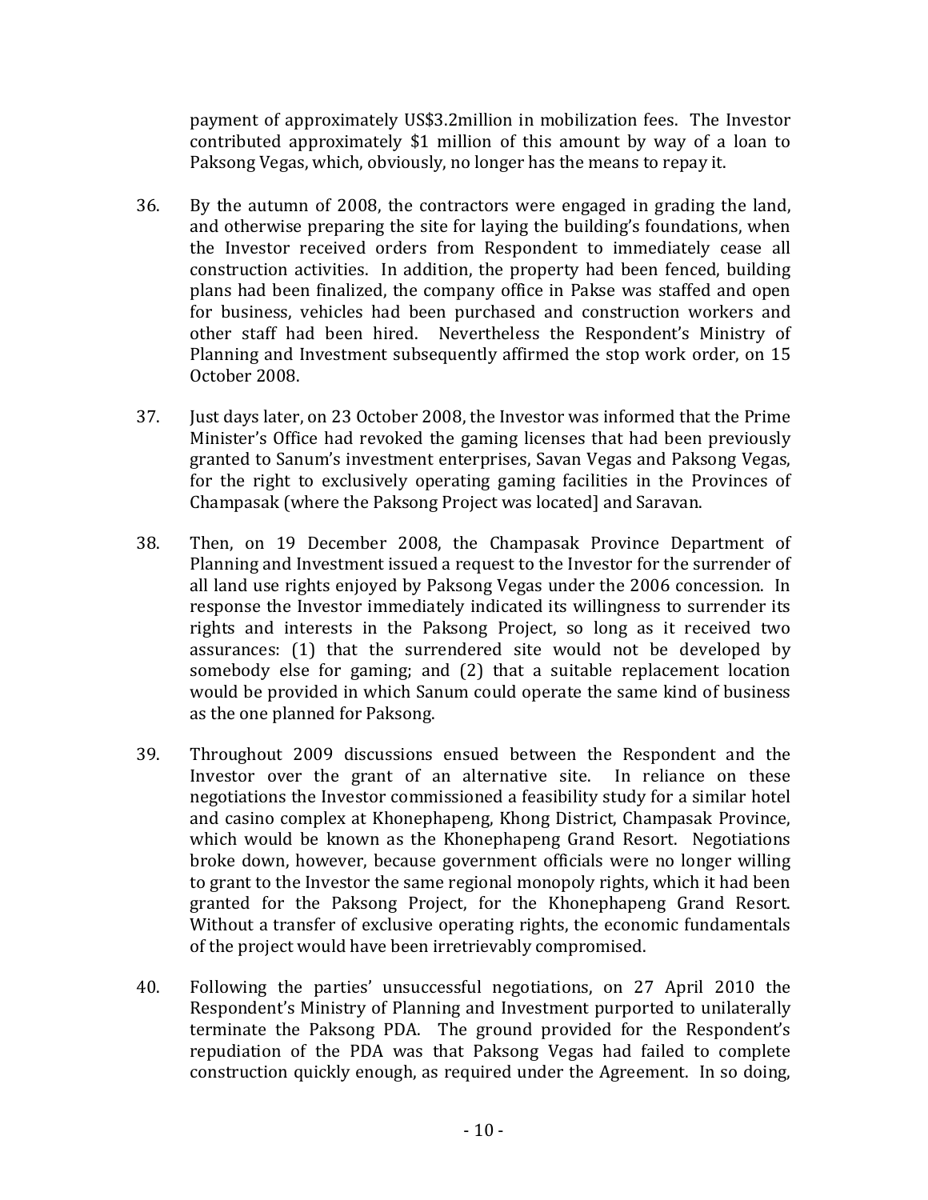payment of approximately US$3.2million in mobilization fees. The Investor contributed approximately $1 million of this amount by way of a loan to Paksong Vegas, which, obviously, no longer has the means to repay it.

36. By the autumn of 2008, the contractors were engaged in grading the land, and otherwise preparing the site for laying the building's foundations, when the Investor received orders from Respondent to immediately cease all construction activities. In addition, the property had been fenced, building plans had been finalized, the company office in Pakse was staffed and open for business, vehicles had been purchased and construction workers and other staff had been hired. Nevertheless the Respondent's Ministry of Planning and Investment subsequently affirmed the stop work order, on 15 October 2008.

37. Just days later, on 23 October 2008, the Investor was informed that the Prime Minister's Office had revoked the gaming licenses that had been previously granted to Sanum's investment enterprises, Savan Vegas and Paksong Vegas, for the right to exclusively operating gaming facilities in the Provinces of Champasak (where the Paksong Project was located] and Saravan.

38. Then, on 19 December 2008, the Champasak Province Department of Planning and Investment issued a request to the Investor for the surrender of all land use rights enjoyed by Paksong Vegas under the 2006 concession. In response the Investor immediately indicated its willingness to surrender its rights and interests in the Paksong Project, so long as it received two assurances: (1) that the surrendered site would not be developed by somebody else for gaming; and (2) that a suitable replacement location would be provided in which Sanum could operate the same kind of business as the one planned for Paksong.

39. Throughout 2009 discussions ensued between the Respondent and the Investor over the grant of an alternative site. In reliance on these negotiations the Investor commissioned a feasibility study for a similar hotel and casino complex at Khonephapeng, Khong District, Champasak Province, which would be known as the Khonephapeng Grand Resort. Negotiations broke down, however, because government officials were no longer willing to grant to the Investor the same regional monopoly rights, which it had been granted for the Paksong Project, for the Khonephapeng Grand Resort. Without a transfer of exclusive operating rights, the economic fundamentals of the project would have been irretrievably compromised.

40. Following the parties' unsuccessful negotiations, on 27 April 2010 the Respondent's Ministry of Planning and Investment purported to unilaterally terminate the Paksong PDA. The ground provided for the Respondent's repudiation of the PDA was that Paksong Vegas had failed to complete construction quickly enough, as required under the Agreement. In so doing,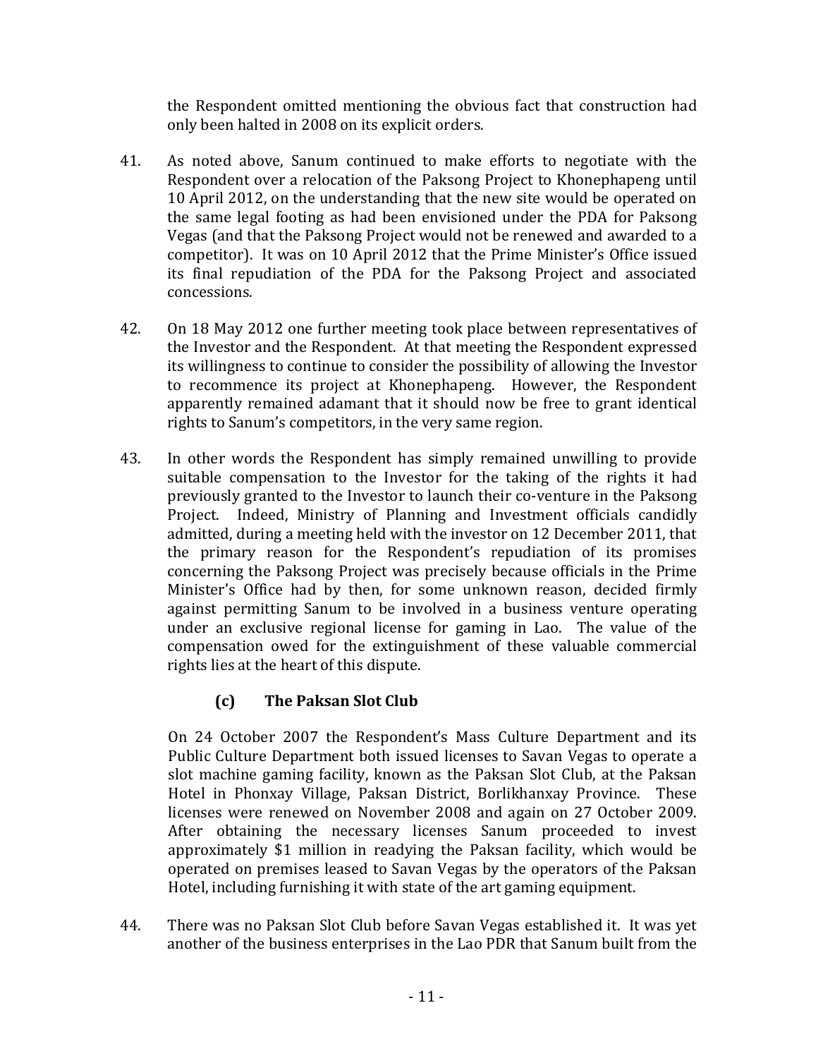the Respondent omitted mentioning the obvious fact that construction had only been halted in 2008 on its explicit orders.

41. As noted above, Sanum continued to make efforts to negotiate with the Respondent over a relocation of the Paksong Project to Khonephapeng until 10 April 2012, on the understanding that the new site would be operated on the same legal footing as had been envisioned under the PDA for Paksong Vegas (and that the Paksong Project would not be renewed and awarded to a competitor). It was on 10 April 2012 that the Prime Minister's Office issued its final repudiation of the PDA for the Paksong Project and associated concessions.

42. On 18 May 2012 one further meeting took place between representatives of the Investor and the Respondent. At that meeting the Respondent expressed its willingness to continue to consider the possibility of allowing the Investor to recommence its project at Khonephapeng. However, the Respondent apparently remained adamant that it should now be free to grant identical rights to Sanum's competitors, in the very same region.

43. In other words the Respondent has simply remained unwilling to provide suitable compensation to the Investor for the taking of the rights it had previously granted to the Investor to launch their co-venture in the Paksong Project. Indeed, Ministry of Planning and Investment officials candidly admitted, during a meeting held with the investor on 12 December 2011, that the primary reason for the Respondent's repudiation of its promises concerning the Paksong Project was precisely because officials in the Prime Minister's Office had by then, for some unknown reason, decided firmly against permitting Sanum to be involved in a business venture operating under an exclusive regional license for gaming in Lao. The value of the compensation owed for the extinguishment of these valuable commercial rights lies at the heart of this dispute.

### (c) The Paksan Slot Club

On 24 October 2007 the Respondent's Mass Culture Department and its Public Culture Department both issued licenses to Savan Vegas to operate a slot machine gaming facility, known as the Paksan Slot Club, at the Paksan Hotel in Phonxay Village, Paksan District, Borlikhanxay Province. These licenses were renewed on November 2008 and again on 27 October 2009. After obtaining the necessary licenses Sanum proceeded to invest approximately $1 million in readying the Paksan facility, which would be operated on premises leased to Savan Vegas by the operators of the Paksan Hotel, including furnishing it with state of the art gaming equipment.

44. There was no Paksan Slot Club before Savan Vegas established it. It was yet another of the business enterprises in the Lao PDR that Sanum built from the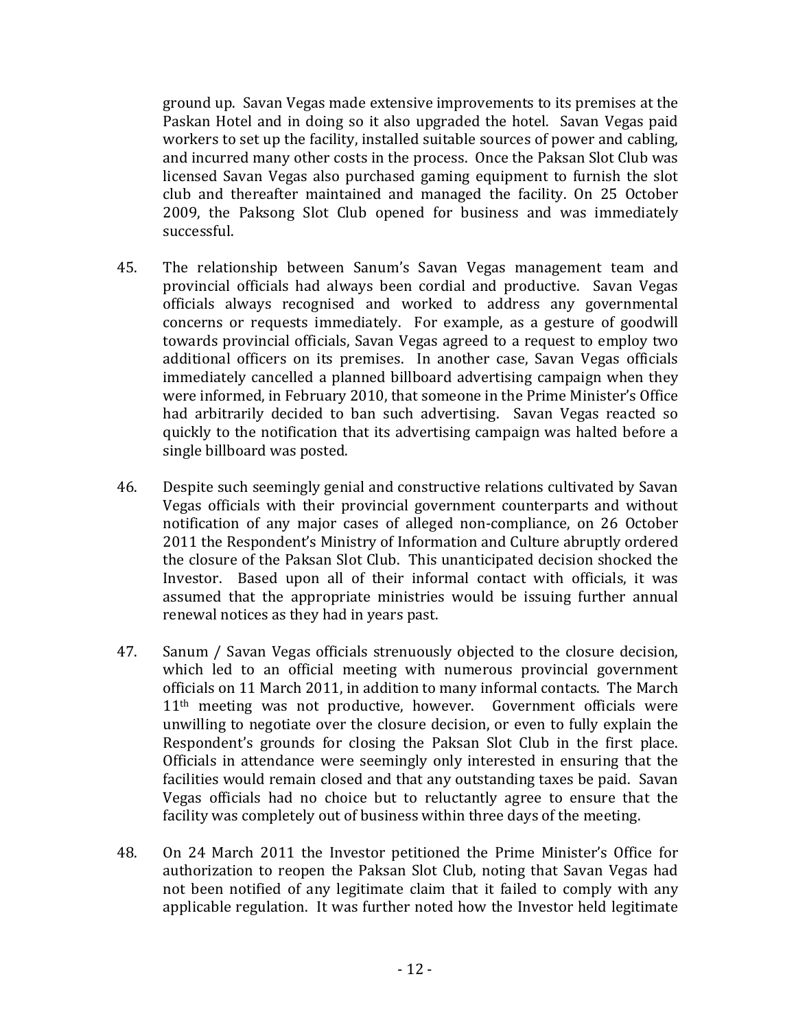ground up. Savan Vegas made extensive improvements to its premises at the Paskan Hotel and in doing so it also upgraded the hotel. Savan Vegas paid workers to set up the facility, installed suitable sources of power and cabling, and incurred many other costs in the process. Once the Paksan Slot Club was licensed Savan Vegas also purchased gaming equipment to furnish the slot club and thereafter maintained and managed the facility. On 25 October 2009, the Paksong Slot Club opened for business and was immediately successful.

45. The relationship between Sanum's Savan Vegas management team and provincial officials had always been cordial and productive. Savan Vegas officials always recognised and worked to address any governmental concerns or requests immediately. For example, as a gesture of goodwill towards provincial officials, Savan Vegas agreed to a request to employ two additional officers on its premises. In another case, Savan Vegas officials immediately cancelled a planned billboard advertising campaign when they were informed, in February 2010, that someone in the Prime Minister's Office had arbitrarily decided to ban such advertising. Savan Vegas reacted so quickly to the notification that its advertising campaign was halted before a single billboard was posted.

46. Despite such seemingly genial and constructive relations cultivated by Savan Vegas officials with their provincial government counterparts and without notification of any major cases of alleged non-compliance, on 26 October 2011 the Respondent's Ministry of Information and Culture abruptly ordered the closure of the Paksan Slot Club. This unanticipated decision shocked the Investor. Based upon all of their informal contact with officials, it was assumed that the appropriate ministries would be issuing further annual renewal notices as they had in years past.

47. Sanum / Savan Vegas officials strenuously objected to the closure decision, which led to an official meeting with numerous provincial government officials on 11 March 2011, in addition to many informal contacts. The March 11th meeting was not productive, however. Government officials were unwilling to negotiate over the closure decision, or even to fully explain the Respondent's grounds for closing the Paksan Slot Club in the first place. Officials in attendance were seemingly only interested in ensuring that the facilities would remain closed and that any outstanding taxes be paid. Savan Vegas officials had no choice but to reluctantly agree to ensure that the facility was completely out of business within three days of the meeting.

48. On 24 March 2011 the Investor petitioned the Prime Minister's Office for authorization to reopen the Paksan Slot Club, noting that Savan Vegas had not been notified of any legitimate claim that it failed to comply with any applicable regulation. It was further noted how the Investor held legitimate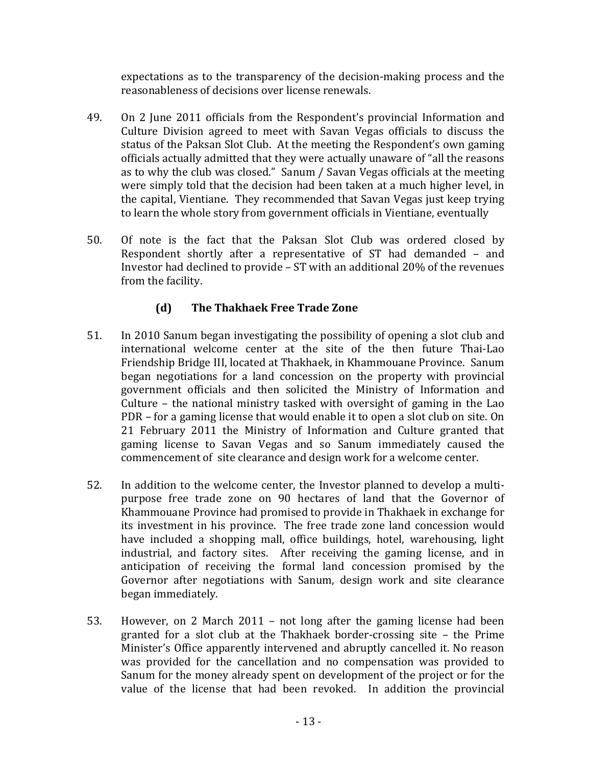expectations as to the transparency of the decision-making process and the reasonableness of decisions over license renewals.

49. On 2 June 2011 officials from the Respondent's provincial Information and Culture Division agreed to meet with Savan Vegas officials to discuss the status of the Paksan Slot Club. At the meeting the Respondent's own gaming officials actually admitted that they were actually unaware of "all the reasons as to why the club was closed." Sanum / Savan Vegas officials at the meeting were simply told that the decision had been taken at a much higher level, in the capital, Vientiane. They recommended that Savan Vegas just keep trying to learn the whole story from government officials in Vientiane, eventually

50. Of note is the fact that the Paksan Slot Club was ordered closed by Respondent shortly after a representative of ST had demanded – and Investor had declined to provide – ST with an additional 20% of the revenues from the facility.

### (d) The Thakhaek Free Trade Zone

51. In 2010 Sanum began investigating the possibility of opening a slot club and international welcome center at the site of the then future Thai-Lao Friendship Bridge III, located at Thakhaek, in Khammouane Province. Sanum began negotiations for a land concession on the property with provincial government officials and then solicited the Ministry of Information and Culture – the national ministry tasked with oversight of gaming in the Lao PDR – for a gaming license that would enable it to open a slot club on site. On 21 February 2011 the Ministry of Information and Culture granted that gaming license to Savan Vegas and so Sanum immediately caused the commencement of site clearance and design work for a welcome center.

52. In addition to the welcome center, the Investor planned to develop a multi-purpose free trade zone on 90 hectares of land that the Governor of Khammouane Province had promised to provide in Thakhaek in exchange for its investment in his province. The free trade zone land concession would have included a shopping mall, office buildings, hotel, warehousing, light industrial, and factory sites. After receiving the gaming license, and in anticipation of receiving the formal land concession promised by the Governor after negotiations with Sanum, design work and site clearance began immediately.

53. However, on 2 March 2011 – not long after the gaming license had been granted for a slot club at the Thakhaek border-crossing site – the Prime Minister's Office apparently intervened and abruptly cancelled it. No reason was provided for the cancellation and no compensation was provided to Sanum for the money already spent on development of the project or for the value of the license that had been revoked. In addition the provincial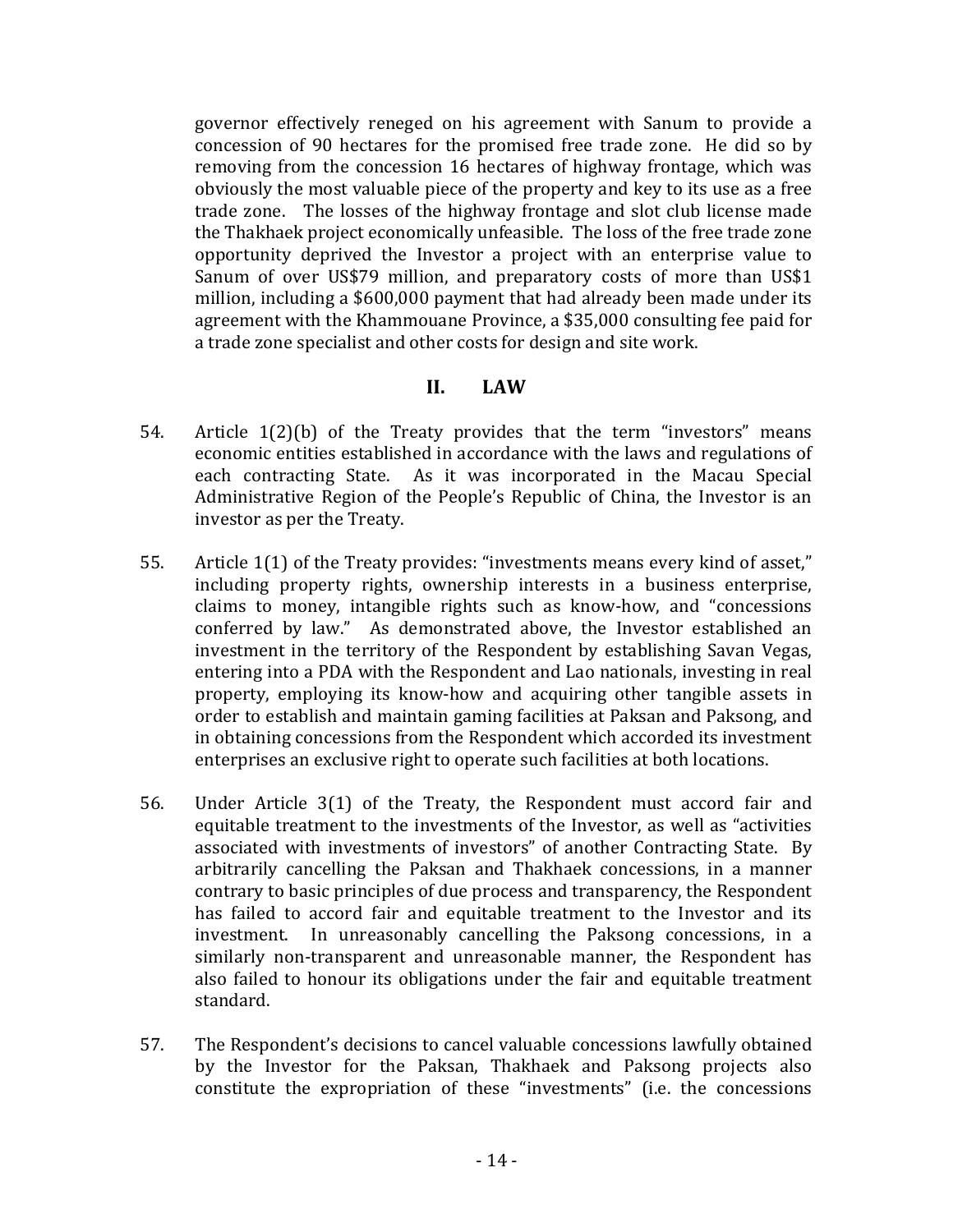governor effectively reneged on his agreement with Sanum to provide a concession of 90 hectares for the promised free trade zone. He did so by removing from the concession 16 hectares of highway frontage, which was obviously the most valuable piece of the property and key to its use as a free trade zone. The losses of the highway frontage and slot club license made the Thakhaek project economically unfeasible. The loss of the free trade zone opportunity deprived the Investor a project with an enterprise value to Sanum of over US$79 million, and preparatory costs of more than US$1 million, including a $600,000 payment that had already been made under its agreement with the Khammouane Province, a $35,000 consulting fee paid for a trade zone specialist and other costs for design and site work.

## II. LAW

54. Article 1(2)(b) of the Treaty provides that the term "investors" means economic entities established in accordance with the laws and regulations of each contracting State. As it was incorporated in the Macau Special Administrative Region of the People's Republic of China, the Investor is an investor as per the Treaty.

55. Article 1(1) of the Treaty provides: "investments means every kind of asset," including property rights, ownership interests in a business enterprise, claims to money, intangible rights such as know-how, and "concessions conferred by law." As demonstrated above, the Investor established an investment in the territory of the Respondent by establishing Savan Vegas, entering into a PDA with the Respondent and Lao nationals, investing in real property, employing its know-how and acquiring other tangible assets in order to establish and maintain gaming facilities at Paksan and Paksong, and in obtaining concessions from the Respondent which accorded its investment enterprises an exclusive right to operate such facilities at both locations.

56. Under Article 3(1) of the Treaty, the Respondent must accord fair and equitable treatment to the investments of the Investor, as well as "activities associated with investments of investors" of another Contracting State. By arbitrarily cancelling the Paksan and Thakhaek concessions, in a manner contrary to basic principles of due process and transparency, the Respondent has failed to accord fair and equitable treatment to the Investor and its investment. In unreasonably cancelling the Paksong concessions, in a similarly non-transparent and unreasonable manner, the Respondent has also failed to honour its obligations under the fair and equitable treatment standard.

57. The Respondent's decisions to cancel valuable concessions lawfully obtained by the Investor for the Paksan, Thakhaek and Paksong projects also constitute the expropriation of these "investments" (i.e. the concessions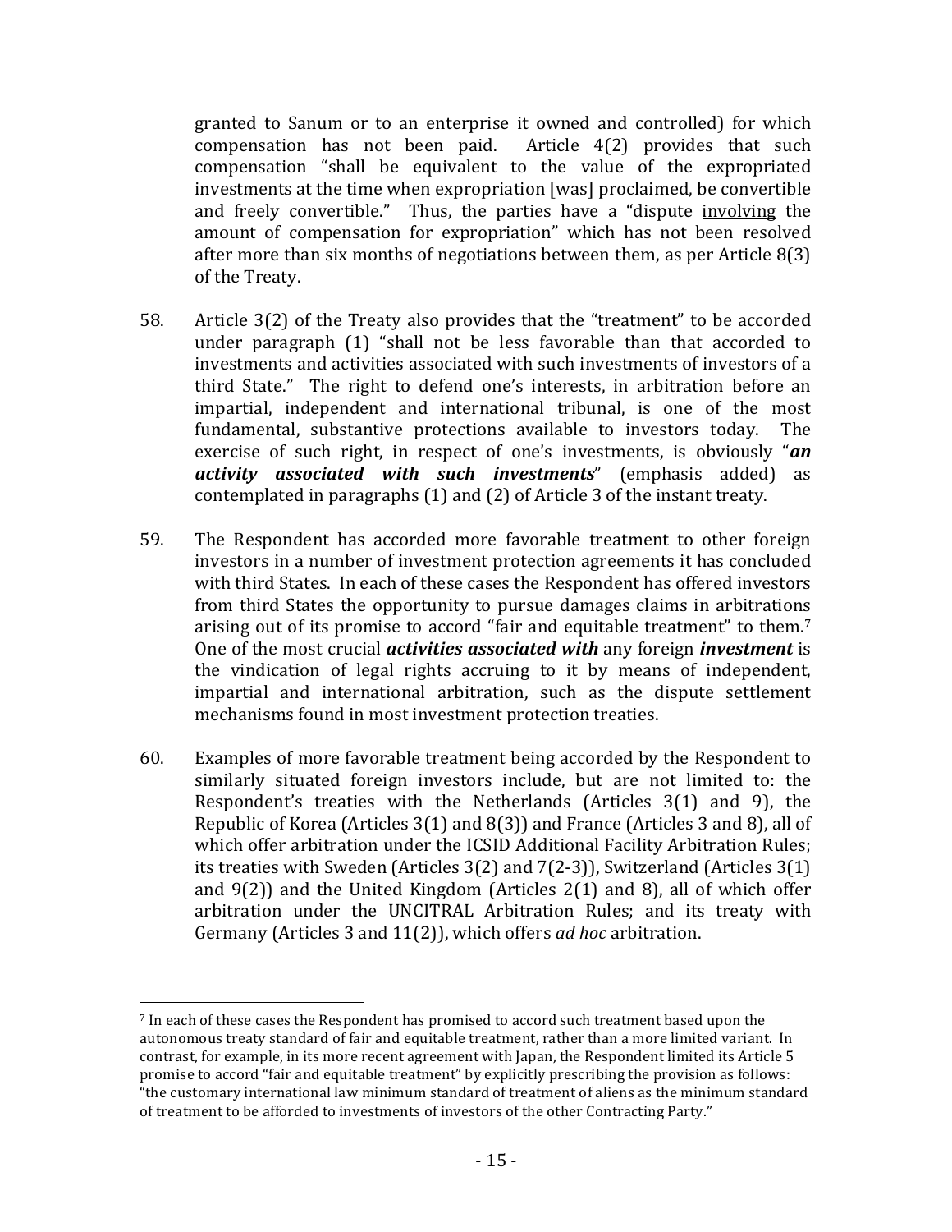granted to Sanum or to an enterprise it owned and controlled) for which compensation has not been paid. Article 4(2) provides that such compensation "shall be equivalent to the value of the expropriated investments at the time when expropriation [was] proclaimed, be convertible and freely convertible." Thus, the parties have a "dispute <u>involving</u> the amount of compensation for expropriation" which has not been resolved after more than six months of negotiations between them, as per Article 8(3) of the Treaty.

58. Article 3(2) of the Treaty also provides that the "treatment" to be accorded under paragraph (1) "shall not be less favorable than that accorded to investments and activities associated with such investments of investors of a third State." The right to defend one's interests, in arbitration before an impartial, independent and international tribunal, is one of the most fundamental, substantive protections available to investors today. The exercise of such right, in respect of one's investments, is obviously "***an activity associated with such investments***" (emphasis added) as contemplated in paragraphs (1) and (2) of Article 3 of the instant treaty.

59. The Respondent has accorded more favorable treatment to other foreign investors in a number of investment protection agreements it has concluded with third States. In each of these cases the Respondent has offered investors from third States the opportunity to pursue damages claims in arbitrations arising out of its promise to accord "fair and equitable treatment" to them.[7] One of the most crucial ***activities associated with*** any foreign ***investment*** is the vindication of legal rights accruing to it by means of independent, impartial and international arbitration, such as the dispute settlement mechanisms found in most investment protection treaties.

60. Examples of more favorable treatment being accorded by the Respondent to similarly situated foreign investors include, but are not limited to: the Respondent's treaties with the Netherlands (Articles 3(1) and 9), the Republic of Korea (Articles 3(1) and 8(3)) and France (Articles 3 and 8), all of which offer arbitration under the ICSID Additional Facility Arbitration Rules; its treaties with Sweden (Articles 3(2) and 7(2-3)), Switzerland (Articles 3(1) and 9(2)) and the United Kingdom (Articles 2(1) and 8), all of which offer arbitration under the UNCITRAL Arbitration Rules; and its treaty with Germany (Articles 3 and 11(2)), which offers *ad hoc* arbitration.

---

[7] In each of these cases the Respondent has promised to accord such treatment based upon the autonomous treaty standard of fair and equitable treatment, rather than a more limited variant. In contrast, for example, in its more recent agreement with Japan, the Respondent limited its Article 5 promise to accord "fair and equitable treatment" by explicitly prescribing the provision as follows: "the customary international law minimum standard of treatment of aliens as the minimum standard of treatment to be afforded to investments of investors of the other Contracting Party."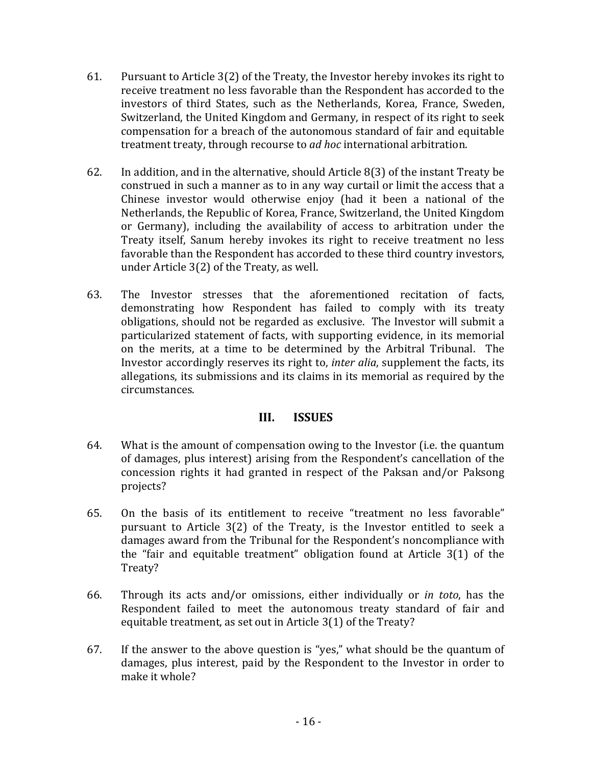61. Pursuant to Article 3(2) of the Treaty, the Investor hereby invokes its right to receive treatment no less favorable than the Respondent has accorded to the investors of third States, such as the Netherlands, Korea, France, Sweden, Switzerland, the United Kingdom and Germany, in respect of its right to seek compensation for a breach of the autonomous standard of fair and equitable treatment treaty, through recourse to *ad hoc* international arbitration.

62. In addition, and in the alternative, should Article 8(3) of the instant Treaty be construed in such a manner as to in any way curtail or limit the access that a Chinese investor would otherwise enjoy (had it been a national of the Netherlands, the Republic of Korea, France, Switzerland, the United Kingdom or Germany), including the availability of access to arbitration under the Treaty itself, Sanum hereby invokes its right to receive treatment no less favorable than the Respondent has accorded to these third country investors, under Article 3(2) of the Treaty, as well.

63. The Investor stresses that the aforementioned recitation of facts, demonstrating how Respondent has failed to comply with its treaty obligations, should not be regarded as exclusive. The Investor will submit a particularized statement of facts, with supporting evidence, in its memorial on the merits, at a time to be determined by the Arbitral Tribunal. The Investor accordingly reserves its right to, *inter alia*, supplement the facts, its allegations, its submissions and its claims in its memorial as required by the circumstances.

## III. ISSUES

64. What is the amount of compensation owing to the Investor (i.e. the quantum of damages, plus interest) arising from the Respondent's cancellation of the concession rights it had granted in respect of the Paksan and/or Paksong projects?

65. On the basis of its entitlement to receive "treatment no less favorable" pursuant to Article 3(2) of the Treaty, is the Investor entitled to seek a damages award from the Tribunal for the Respondent's noncompliance with the "fair and equitable treatment" obligation found at Article 3(1) of the Treaty?

66. Through its acts and/or omissions, either individually or *in toto*, has the Respondent failed to meet the autonomous treaty standard of fair and equitable treatment, as set out in Article 3(1) of the Treaty?

67. If the answer to the above question is "yes," what should be the quantum of damages, plus interest, paid by the Respondent to the Investor in order to make it whole?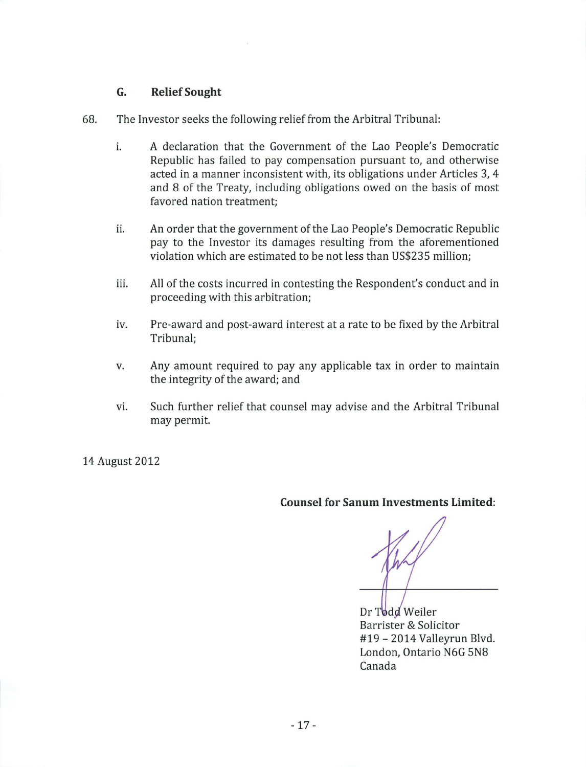### G. Relief Sought

68. The Investor seeks the following relief from the Arbitral Tribunal:

    i. A declaration that the Government of the Lao People's Democratic Republic has failed to pay compensation pursuant to, and otherwise acted in a manner inconsistent with, its obligations under Articles 3, 4 and 8 of the Treaty, including obligations owed on the basis of most favored nation treatment;

    ii. An order that the government of the Lao People's Democratic Republic pay to the Investor its damages resulting from the aforementioned violation which are estimated to be not less than US$235 million;

    iii. All of the costs incurred in contesting the Respondent's conduct and in proceeding with this arbitration;

    iv. Pre-award and post-award interest at a rate to be fixed by the Arbitral Tribunal;

    v. Any amount required to pay any applicable tax in order to maintain the integrity of the award; and

    vi. Such further relief that counsel may advise and the Arbitral Tribunal may permit.

14 August 2012

**Counsel for Sanum Investments Limited:**

Dr Todd Weiler
Barrister & Solicitor
#19 – 2014 Valleyrun Blvd.
London, Ontario N6G 5N8
Canada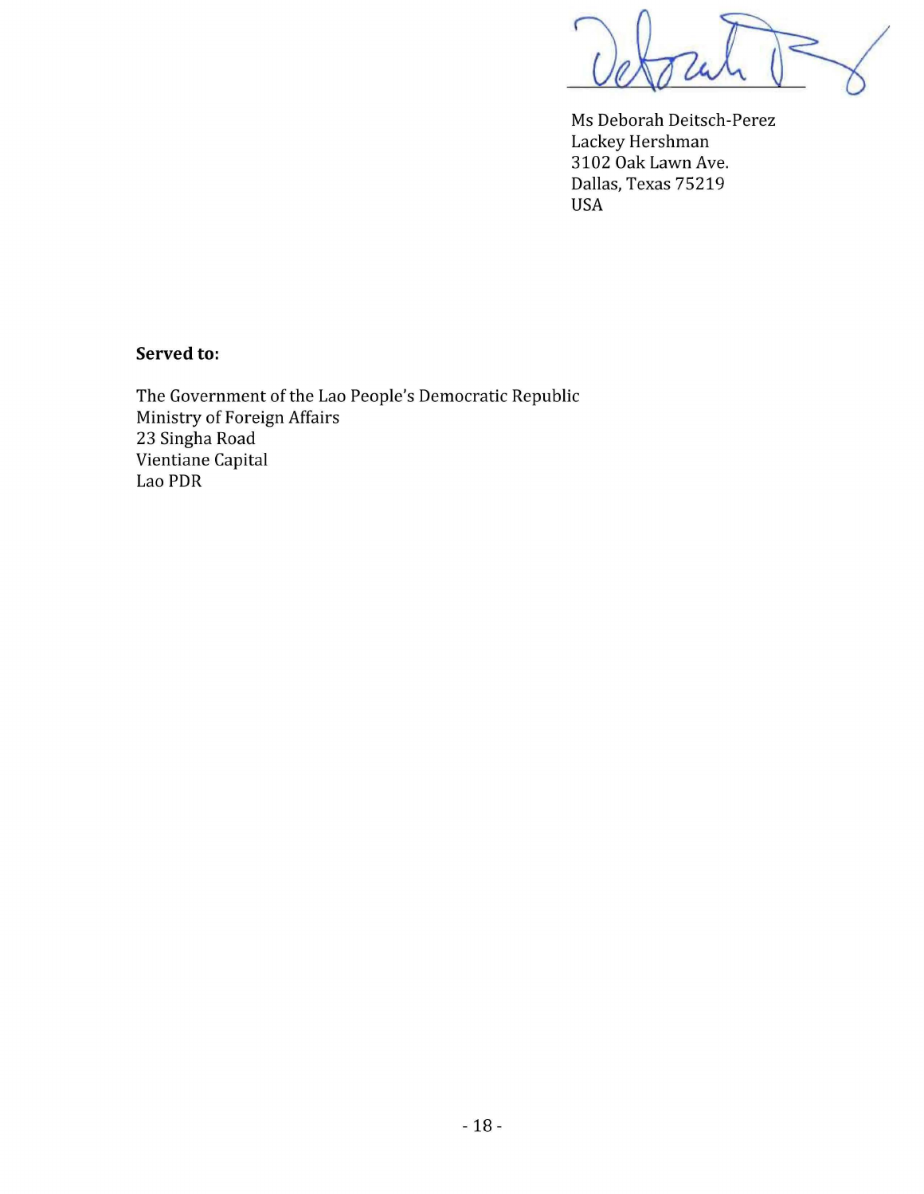Ms Deborah Deitsch-Perez
Lackey Hershman
3102 Oak Lawn Ave.
Dallas, Texas 75219
USA

**Served to:**

The Government of the Lao People's Democratic Republic
Ministry of Foreign Affairs
23 Singha Road
Vientiane Capital
Lao PDR